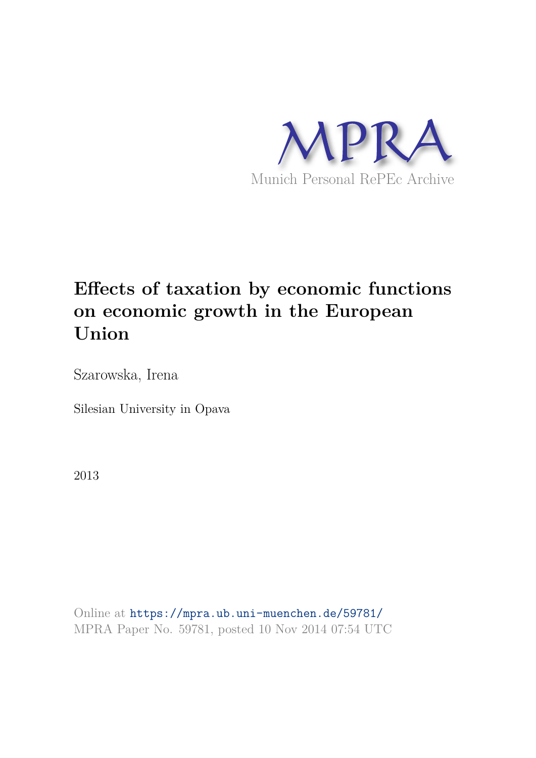MPRA

Munich Personal RePEc Archive

# Effects of taxation by economic functions on economic growth in the European Union

Szarowska, Irena

Silesian University in Opava

2013

Online at https://mpra.ub.uni-muenchen.de/59781/
MPRA Paper No. 59781, posted 10 Nov 2014 07:54 UTC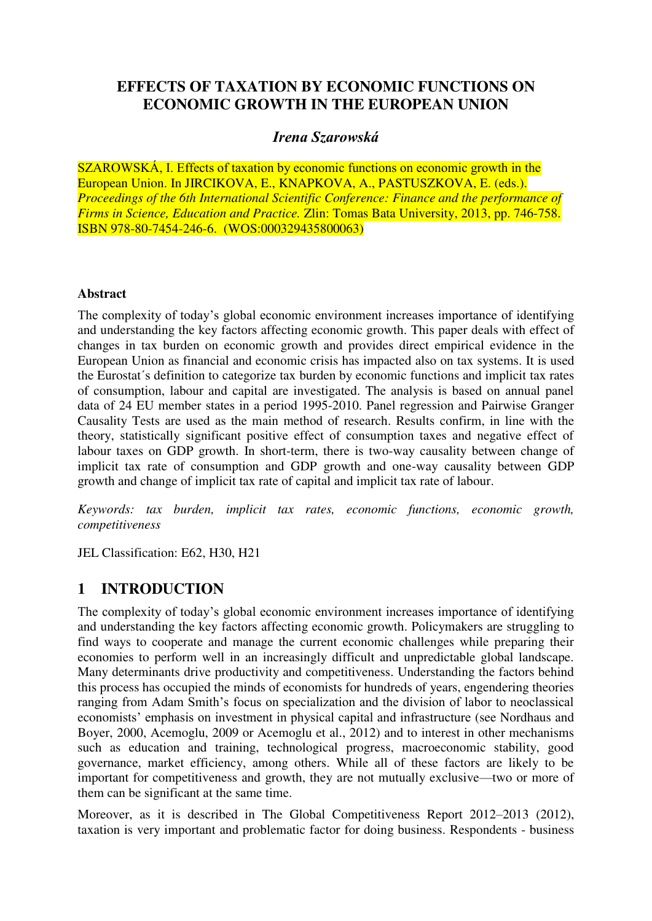# EFFECTS OF TAXATION BY ECONOMIC FUNCTIONS ON ECONOMIC GROWTH IN THE EUROPEAN UNION

### *Irena Szarowská*

SZAROWSKÁ, I. Effects of taxation by economic functions on economic growth in the European Union. In JIRCIKOVA, E., KNAPKOVA, A., PASTUSZKOVA, E. (eds.). *Proceedings of the 6th International Scientific Conference: Finance and the performance of Firms in Science, Education and Practice.* Zlin: Tomas Bata University, 2013, pp. 746-758. ISBN 978-80-7454-246-6. (WOS:000329435800063)

**Abstract**

The complexity of today's global economic environment increases importance of identifying and understanding the key factors affecting economic growth. This paper deals with effect of changes in tax burden on economic growth and provides direct empirical evidence in the European Union as financial and economic crisis has impacted also on tax systems. It is used the Eurostat´s definition to categorize tax burden by economic functions and implicit tax rates of consumption, labour and capital are investigated. The analysis is based on annual panel data of 24 EU member states in a period 1995-2010. Panel regression and Pairwise Granger Causality Tests are used as the main method of research. Results confirm, in line with the theory, statistically significant positive effect of consumption taxes and negative effect of labour taxes on GDP growth. In short-term, there is two-way causality between change of implicit tax rate of consumption and GDP growth and one-way causality between GDP growth and change of implicit tax rate of capital and implicit tax rate of labour.

*Keywords: tax burden, implicit tax rates, economic functions, economic growth, competitiveness*

JEL Classification: E62, H30, H21

## 1 INTRODUCTION

The complexity of today's global economic environment increases importance of identifying and understanding the key factors affecting economic growth. Policymakers are struggling to find ways to cooperate and manage the current economic challenges while preparing their economies to perform well in an increasingly difficult and unpredictable global landscape. Many determinants drive productivity and competitiveness. Understanding the factors behind this process has occupied the minds of economists for hundreds of years, engendering theories ranging from Adam Smith's focus on specialization and the division of labor to neoclassical economists' emphasis on investment in physical capital and infrastructure (see Nordhaus and Boyer, 2000, Acemoglu, 2009 or Acemoglu et al., 2012) and to interest in other mechanisms such as education and training, technological progress, macroeconomic stability, good governance, market efficiency, among others. While all of these factors are likely to be important for competitiveness and growth, they are not mutually exclusive—two or more of them can be significant at the same time.

Moreover, as it is described in The Global Competitiveness Report 2012–2013 (2012), taxation is very important and problematic factor for doing business. Respondents - business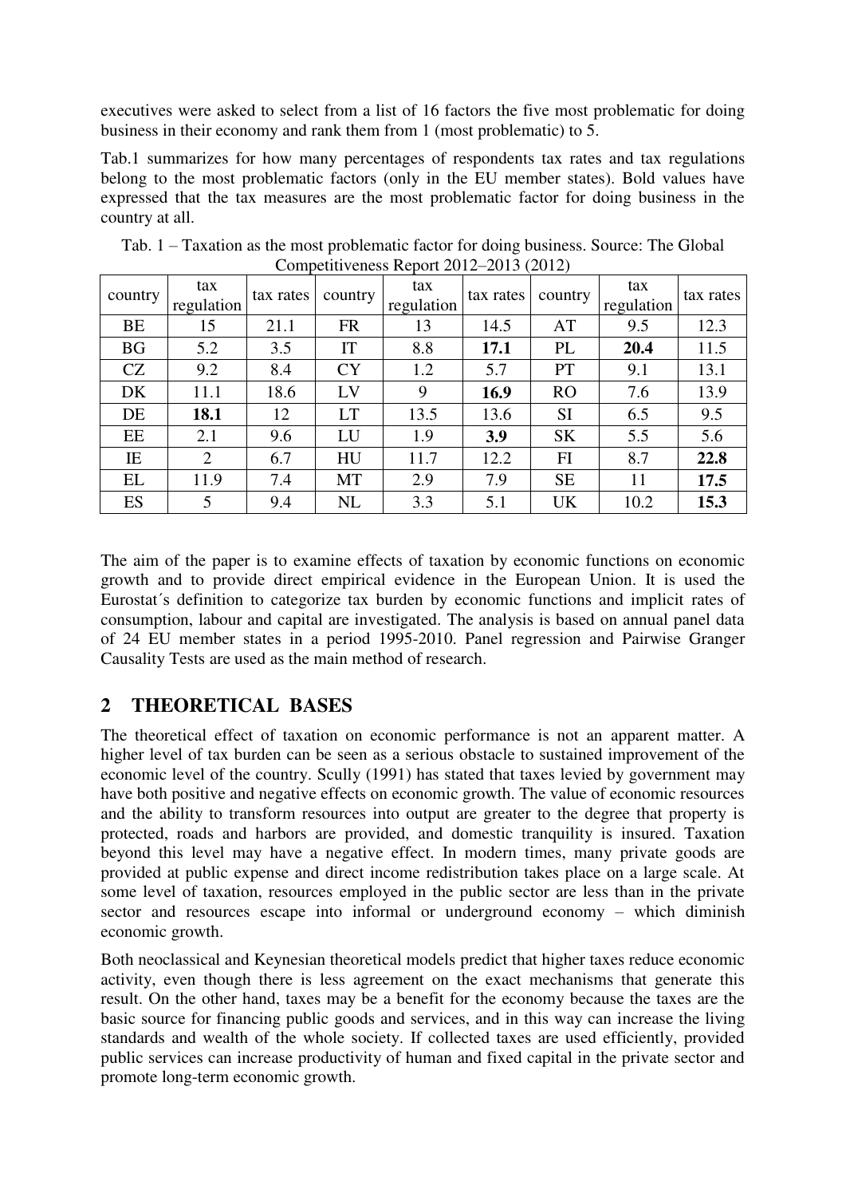executives were asked to select from a list of 16 factors the five most problematic for doing business in their economy and rank them from 1 (most problematic) to 5.

Tab.1 summarizes for how many percentages of respondents tax rates and tax regulations belong to the most problematic factors (only in the EU member states). Bold values have expressed that the tax measures are the most problematic factor for doing business in the country at all.

Tab. 1 – Taxation as the most problematic factor for doing business. Source: The Global Competitiveness Report 2012–2013 (2012)

| country | tax regulation | tax rates | country | tax regulation | tax rates | country | tax regulation | tax rates |
|---|---|---|---|---|---|---|---|---|
| BE | 15 | 21.1 | FR | 13 | 14.5 | AT | 9.5 | 12.3 |
| BG | 5.2 | 3.5 | IT | 8.8 | **17.1** | PL | **20.4** | 11.5 |
| CZ | 9.2 | 8.4 | CY | 1.2 | 5.7 | PT | 9.1 | 13.1 |
| DK | 11.1 | 18.6 | LV | 9 | **16.9** | RO | 7.6 | 13.9 |
| DE | **18.1** | 12 | LT | 13.5 | 13.6 | SI | 6.5 | 9.5 |
| EE | 2.1 | 9.6 | LU | 1.9 | **3.9** | SK | 5.5 | 5.6 |
| IE | 2 | 6.7 | HU | 11.7 | 12.2 | FI | 8.7 | **22.8** |
| EL | 11.9 | 7.4 | MT | 2.9 | 7.9 | SE | 11 | **17.5** |
| ES | 5 | 9.4 | NL | 3.3 | 5.1 | UK | 10.2 | **15.3** |

The aim of the paper is to examine effects of taxation by economic functions on economic growth and to provide direct empirical evidence in the European Union. It is used the Eurostat´s definition to categorize tax burden by economic functions and implicit rates of consumption, labour and capital are investigated. The analysis is based on annual panel data of 24 EU member states in a period 1995-2010. Panel regression and Pairwise Granger Causality Tests are used as the main method of research.

## 2 THEORETICAL BASES

The theoretical effect of taxation on economic performance is not an apparent matter. A higher level of tax burden can be seen as a serious obstacle to sustained improvement of the economic level of the country. Scully (1991) has stated that taxes levied by government may have both positive and negative effects on economic growth. The value of economic resources and the ability to transform resources into output are greater to the degree that property is protected, roads and harbors are provided, and domestic tranquility is insured. Taxation beyond this level may have a negative effect. In modern times, many private goods are provided at public expense and direct income redistribution takes place on a large scale. At some level of taxation, resources employed in the public sector are less than in the private sector and resources escape into informal or underground economy – which diminish economic growth.

Both neoclassical and Keynesian theoretical models predict that higher taxes reduce economic activity, even though there is less agreement on the exact mechanisms that generate this result. On the other hand, taxes may be a benefit for the economy because the taxes are the basic source for financing public goods and services, and in this way can increase the living standards and wealth of the whole society. If collected taxes are used efficiently, provided public services can increase productivity of human and fixed capital in the private sector and promote long-term economic growth.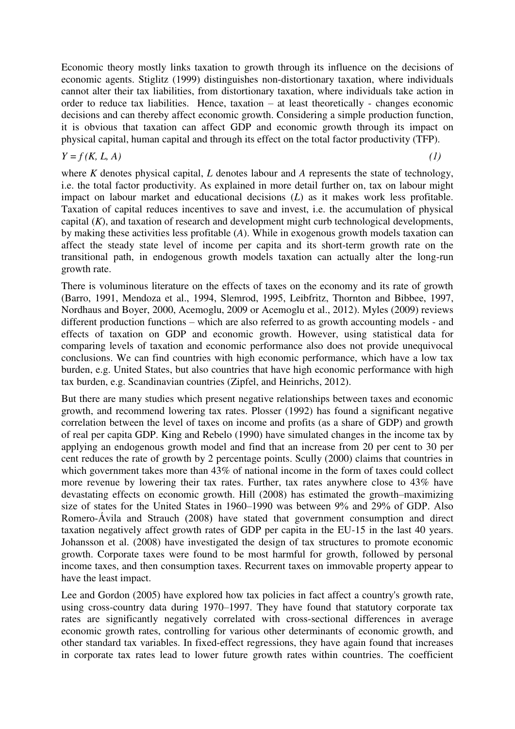Economic theory mostly links taxation to growth through its influence on the decisions of economic agents. Stiglitz (1999) distinguishes non-distortionary taxation, where individuals cannot alter their tax liabilities, from distortionary taxation, where individuals take action in order to reduce tax liabilities. Hence, taxation – at least theoretically - changes economic decisions and can thereby affect economic growth. Considering a simple production function, it is obvious that taxation can affect GDP and economic growth through its impact on physical capital, human capital and through its effect on the total factor productivity (TFP).

$$Y = f(K, L, A) \tag{1}$$

where $K$ denotes physical capital, $L$ denotes labour and $A$ represents the state of technology, i.e. the total factor productivity. As explained in more detail further on, tax on labour might impact on labour market and educational decisions ($L$) as it makes work less profitable. Taxation of capital reduces incentives to save and invest, i.e. the accumulation of physical capital ($K$), and taxation of research and development might curb technological developments, by making these activities less profitable ($A$). While in exogenous growth models taxation can affect the steady state level of income per capita and its short-term growth rate on the transitional path, in endogenous growth models taxation can actually alter the long-run growth rate.

There is voluminous literature on the effects of taxes on the economy and its rate of growth (Barro, 1991, Mendoza et al., 1994, Slemrod, 1995, Leibfritz, Thornton and Bibbee, 1997, Nordhaus and Boyer, 2000, Acemoglu, 2009 or Acemoglu et al., 2012). Myles (2009) reviews different production functions – which are also referred to as growth accounting models - and effects of taxation on GDP and economic growth. However, using statistical data for comparing levels of taxation and economic performance also does not provide unequivocal conclusions. We can find countries with high economic performance, which have a low tax burden, e.g. United States, but also countries that have high economic performance with high tax burden, e.g. Scandinavian countries (Zipfel, and Heinrichs, 2012).

But there are many studies which present negative relationships between taxes and economic growth, and recommend lowering tax rates. Plosser (1992) has found a significant negative correlation between the level of taxes on income and profits (as a share of GDP) and growth of real per capita GDP. King and Rebelo (1990) have simulated changes in the income tax by applying an endogenous growth model and find that an increase from 20 per cent to 30 per cent reduces the rate of growth by 2 percentage points. Scully (2000) claims that countries in which government takes more than 43% of national income in the form of taxes could collect more revenue by lowering their tax rates. Further, tax rates anywhere close to 43% have devastating effects on economic growth. Hill (2008) has estimated the growth–maximizing size of states for the United States in 1960–1990 was between 9% and 29% of GDP. Also Romero-Ávila and Strauch (2008) have stated that government consumption and direct taxation negatively affect growth rates of GDP per capita in the EU-15 in the last 40 years. Johansson et al. (2008) have investigated the design of tax structures to promote economic growth. Corporate taxes were found to be most harmful for growth, followed by personal income taxes, and then consumption taxes. Recurrent taxes on immovable property appear to have the least impact.

Lee and Gordon (2005) have explored how tax policies in fact affect a country's growth rate, using cross-country data during 1970–1997. They have found that statutory corporate tax rates are significantly negatively correlated with cross-sectional differences in average economic growth rates, controlling for various other determinants of economic growth, and other standard tax variables. In fixed-effect regressions, they have again found that increases in corporate tax rates lead to lower future growth rates within countries. The coefficient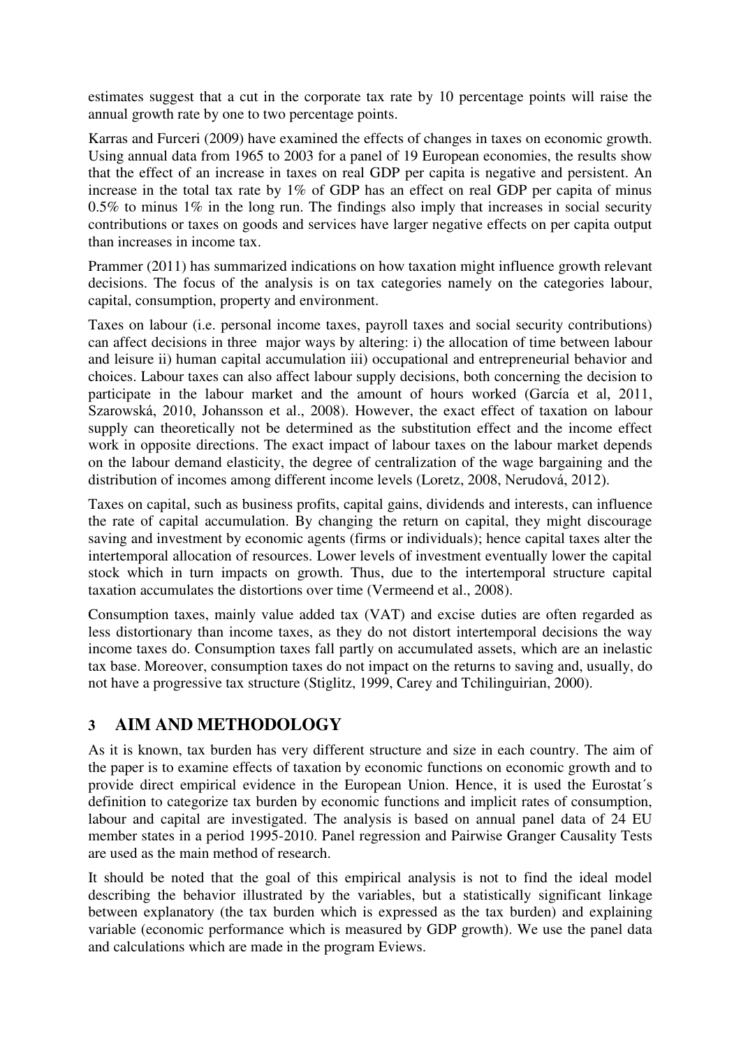estimates suggest that a cut in the corporate tax rate by 10 percentage points will raise the annual growth rate by one to two percentage points.

Karras and Furceri (2009) have examined the effects of changes in taxes on economic growth. Using annual data from 1965 to 2003 for a panel of 19 European economies, the results show that the effect of an increase in taxes on real GDP per capita is negative and persistent. An increase in the total tax rate by 1% of GDP has an effect on real GDP per capita of minus 0.5% to minus 1% in the long run. The findings also imply that increases in social security contributions or taxes on goods and services have larger negative effects on per capita output than increases in income tax.

Prammer (2011) has summarized indications on how taxation might influence growth relevant decisions. The focus of the analysis is on tax categories namely on the categories labour, capital, consumption, property and environment.

Taxes on labour (i.e. personal income taxes, payroll taxes and social security contributions) can affect decisions in three major ways by altering: i) the allocation of time between labour and leisure ii) human capital accumulation iii) occupational and entrepreneurial behavior and choices. Labour taxes can also affect labour supply decisions, both concerning the decision to participate in the labour market and the amount of hours worked (García et al, 2011, Szarowská, 2010, Johansson et al., 2008). However, the exact effect of taxation on labour supply can theoretically not be determined as the substitution effect and the income effect work in opposite directions. The exact impact of labour taxes on the labour market depends on the labour demand elasticity, the degree of centralization of the wage bargaining and the distribution of incomes among different income levels (Loretz, 2008, Nerudová, 2012).

Taxes on capital, such as business profits, capital gains, dividends and interests, can influence the rate of capital accumulation. By changing the return on capital, they might discourage saving and investment by economic agents (firms or individuals); hence capital taxes alter the intertemporal allocation of resources. Lower levels of investment eventually lower the capital stock which in turn impacts on growth. Thus, due to the intertemporal structure capital taxation accumulates the distortions over time (Vermeend et al., 2008).

Consumption taxes, mainly value added tax (VAT) and excise duties are often regarded as less distortionary than income taxes, as they do not distort intertemporal decisions the way income taxes do. Consumption taxes fall partly on accumulated assets, which are an inelastic tax base. Moreover, consumption taxes do not impact on the returns to saving and, usually, do not have a progressive tax structure (Stiglitz, 1999, Carey and Tchilinguirian, 2000).

## 3 AIM AND METHODOLOGY

As it is known, tax burden has very different structure and size in each country. The aim of the paper is to examine effects of taxation by economic functions on economic growth and to provide direct empirical evidence in the European Union. Hence, it is used the Eurostat´s definition to categorize tax burden by economic functions and implicit rates of consumption, labour and capital are investigated. The analysis is based on annual panel data of 24 EU member states in a period 1995-2010. Panel regression and Pairwise Granger Causality Tests are used as the main method of research.

It should be noted that the goal of this empirical analysis is not to find the ideal model describing the behavior illustrated by the variables, but a statistically significant linkage between explanatory (the tax burden which is expressed as the tax burden) and explaining variable (economic performance which is measured by GDP growth). We use the panel data and calculations which are made in the program Eviews.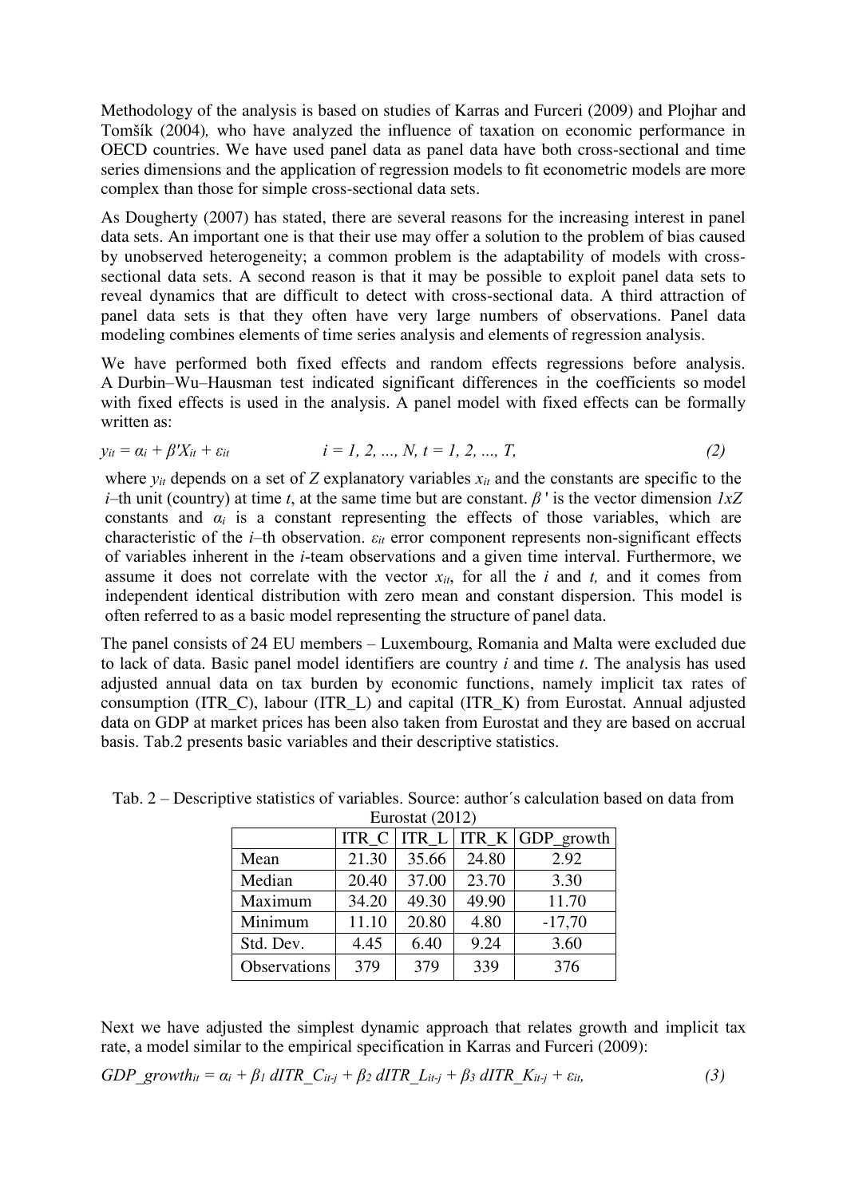Methodology of the analysis is based on studies of Karras and Furceri (2009) and Plojhar and Tomšík (2004)*,* who have analyzed the influence of taxation on economic performance in OECD countries. We have used panel data as panel data have both cross-sectional and time series dimensions and the application of regression models to fit econometric models are more complex than those for simple cross-sectional data sets.

As Dougherty (2007) has stated, there are several reasons for the increasing interest in panel data sets. An important one is that their use may offer a solution to the problem of bias caused by unobserved heterogeneity; a common problem is the adaptability of models with cross-sectional data sets. A second reason is that it may be possible to exploit panel data sets to reveal dynamics that are difficult to detect with cross-sectional data. A third attraction of panel data sets is that they often have very large numbers of observations. Panel data modeling combines elements of time series analysis and elements of regression analysis.

We have performed both fixed effects and random effects regressions before analysis. A Durbin–Wu–Hausman test indicated significant differences in the coefficients so model with fixed effects is used in the analysis. A panel model with fixed effects can be formally written as:

$$y_{it} = \alpha_i + \beta' X_{it} + \varepsilon_{it} \qquad i = 1, 2, \ldots, N, \; t = 1, 2, \ldots, T, \tag{2}$$

where $y_{it}$ depends on a set of $Z$ explanatory variables $x_{it}$ and the constants are specific to the $i$–th unit (country) at time $t$, at the same time but are constant. $\beta'$ is the vector dimension $1xZ$ constants and $\alpha_i$ is a constant representing the effects of those variables, which are characteristic of the $i$–th observation. $\varepsilon_{it}$ error component represents non-significant effects of variables inherent in the $i$-team observations and a given time interval. Furthermore, we assume it does not correlate with the vector $x_{it}$, for all the $i$ and $t$, and it comes from independent identical distribution with zero mean and constant dispersion. This model is often referred to as a basic model representing the structure of panel data.

The panel consists of 24 EU members – Luxembourg, Romania and Malta were excluded due to lack of data. Basic panel model identifiers are country $i$ and time $t$. The analysis has used adjusted annual data on tax burden by economic functions, namely implicit tax rates of consumption (ITR_C), labour (ITR_L) and capital (ITR_K) from Eurostat. Annual adjusted data on GDP at market prices has been also taken from Eurostat and they are based on accrual basis. Tab.2 presents basic variables and their descriptive statistics.

Tab. 2 – Descriptive statistics of variables. Source: author´s calculation based on data from Eurostat (2012)

| | ITR_C | ITR_L | ITR_K | GDP_growth |
|---|---|---|---|---|
| Mean | 21.30 | 35.66 | 24.80 | 2.92 |
| Median | 20.40 | 37.00 | 23.70 | 3.30 |
| Maximum | 34.20 | 49.30 | 49.90 | 11.70 |
| Minimum | 11.10 | 20.80 | 4.80 | -17,70 |
| Std. Dev. | 4.45 | 6.40 | 9.24 | 3.60 |
| Observations | 379 | 379 | 339 | 376 |

Next we have adjusted the simplest dynamic approach that relates growth and implicit tax rate, a model similar to the empirical specification in Karras and Furceri (2009):

$$GDP\_growth_{it} = \alpha_i + \beta_1 \, dITR\_C_{it-j} + \beta_2 \, dITR\_L_{it-j} + \beta_3 \, dITR\_K_{it-j} + \varepsilon_{it}, \tag{3}$$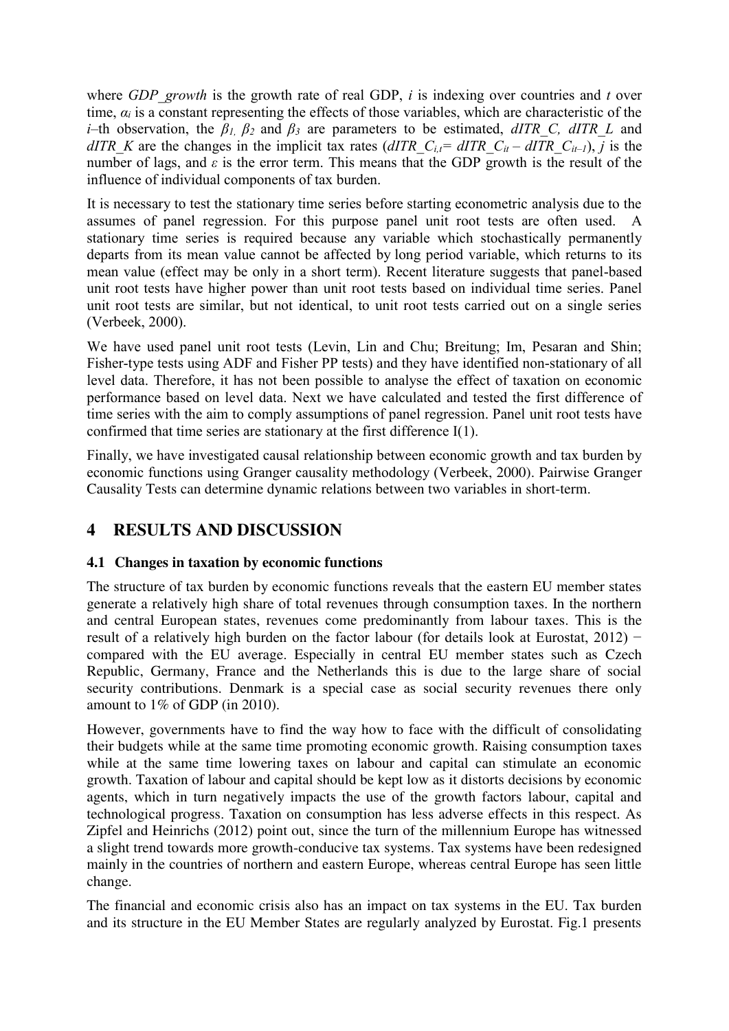where *GDP_growth* is the growth rate of real GDP, *i* is indexing over countries and *t* over time, $\alpha_i$ is a constant representing the effects of those variables, which are characteristic of the *i*–th observation, the $\beta_1$, $\beta_2$ and $\beta_3$ are parameters to be estimated, *dITR_C, dITR_L* and *dITR_K* are the changes in the implicit tax rates ($dITR\_C_{i,t} = dITR\_C_{it} - dITR\_C_{it-1}$), *j* is the number of lags, and $\varepsilon$ is the error term. This means that the GDP growth is the result of the influence of individual components of tax burden.

It is necessary to test the stationary time series before starting econometric analysis due to the assumes of panel regression. For this purpose panel unit root tests are often used. A stationary time series is required because any variable which stochastically permanently departs from its mean value cannot be affected by long period variable, which returns to its mean value (effect may be only in a short term). Recent literature suggests that panel-based unit root tests have higher power than unit root tests based on individual time series. Panel unit root tests are similar, but not identical, to unit root tests carried out on a single series (Verbeek, 2000).

We have used panel unit root tests (Levin, Lin and Chu; Breitung; Im, Pesaran and Shin; Fisher-type tests using ADF and Fisher PP tests) and they have identified non-stationary of all level data. Therefore, it has not been possible to analyse the effect of taxation on economic performance based on level data. Next we have calculated and tested the first difference of time series with the aim to comply assumptions of panel regression. Panel unit root tests have confirmed that time series are stationary at the first difference I(1).

Finally, we have investigated causal relationship between economic growth and tax burden by economic functions using Granger causality methodology (Verbeek, 2000). Pairwise Granger Causality Tests can determine dynamic relations between two variables in short-term.

# 4 RESULTS AND DISCUSSION

## 4.1 Changes in taxation by economic functions

The structure of tax burden by economic functions reveals that the eastern EU member states generate a relatively high share of total revenues through consumption taxes. In the northern and central European states, revenues come predominantly from labour taxes. This is the result of a relatively high burden on the factor labour (for details look at Eurostat, 2012) − compared with the EU average. Especially in central EU member states such as Czech Republic, Germany, France and the Netherlands this is due to the large share of social security contributions. Denmark is a special case as social security revenues there only amount to 1% of GDP (in 2010).

However, governments have to find the way how to face with the difficult of consolidating their budgets while at the same time promoting economic growth. Raising consumption taxes while at the same time lowering taxes on labour and capital can stimulate an economic growth. Taxation of labour and capital should be kept low as it distorts decisions by economic agents, which in turn negatively impacts the use of the growth factors labour, capital and technological progress. Taxation on consumption has less adverse effects in this respect. As Zipfel and Heinrichs (2012) point out, since the turn of the millennium Europe has witnessed a slight trend towards more growth-conducive tax systems. Tax systems have been redesigned mainly in the countries of northern and eastern Europe, whereas central Europe has seen little change.

The financial and economic crisis also has an impact on tax systems in the EU. Tax burden and its structure in the EU Member States are regularly analyzed by Eurostat. Fig.1 presents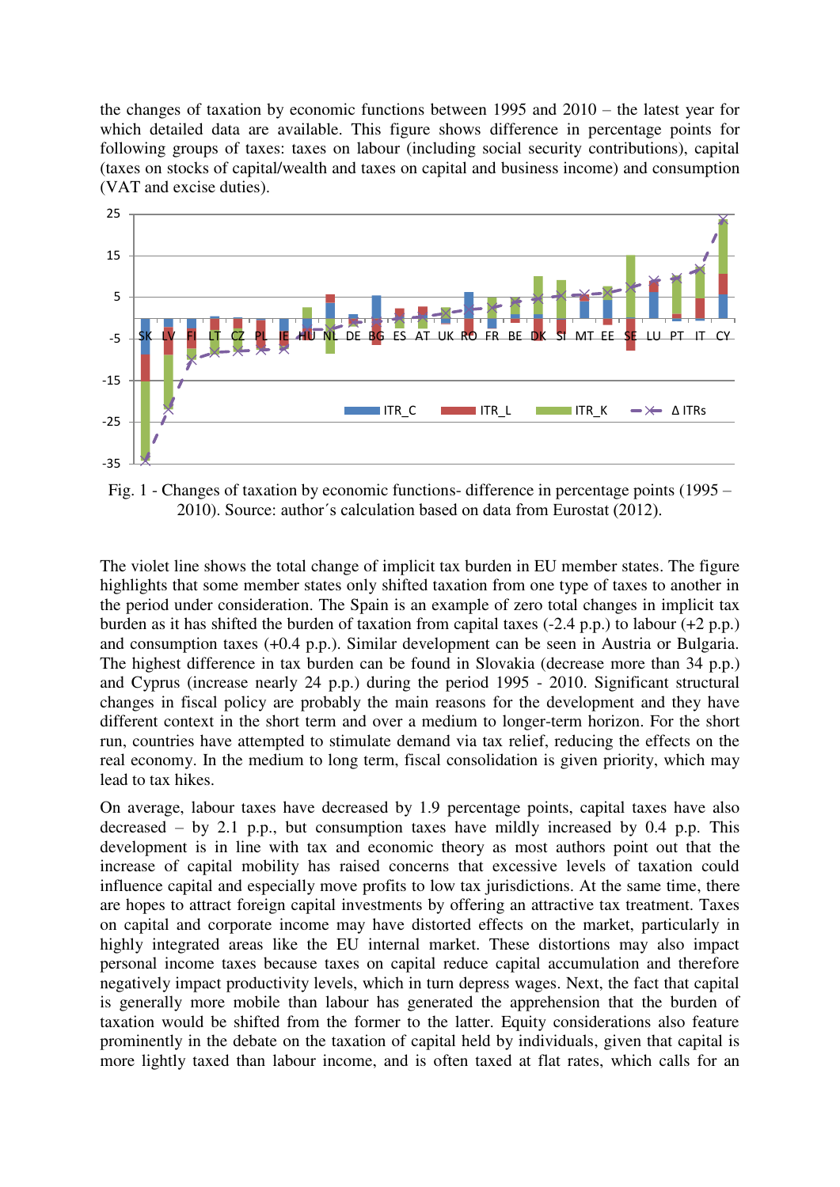the changes of taxation by economic functions between 1995 and 2010 – the latest year for which detailed data are available. This figure shows difference in percentage points for following groups of taxes: taxes on labour (including social security contributions), capital (taxes on stocks of capital/wealth and taxes on capital and business income) and consumption (VAT and excise duties).

25
15
5
-5
-15
-25
-35

SK LV FI LT CZ PL IE HU NL DE BG ES AT UK RO FR BE DK SI MT EE SE LU PT IT CY

ITR_C ITR_L ITR_K Δ ITRs

Fig. 1 - Changes of taxation by economic functions- difference in percentage points (1995 – 2010). Source: author´s calculation based on data from Eurostat (2012).

The violet line shows the total change of implicit tax burden in EU member states. The figure highlights that some member states only shifted taxation from one type of taxes to another in the period under consideration. The Spain is an example of zero total changes in implicit tax burden as it has shifted the burden of taxation from capital taxes (-2.4 p.p.) to labour (+2 p.p.) and consumption taxes (+0.4 p.p.). Similar development can be seen in Austria or Bulgaria. The highest difference in tax burden can be found in Slovakia (decrease more than 34 p.p.) and Cyprus (increase nearly 24 p.p.) during the period 1995 - 2010. Significant structural changes in fiscal policy are probably the main reasons for the development and they have different context in the short term and over a medium to longer-term horizon. For the short run, countries have attempted to stimulate demand via tax relief, reducing the effects on the real economy. In the medium to long term, fiscal consolidation is given priority, which may lead to tax hikes.

On average, labour taxes have decreased by 1.9 percentage points, capital taxes have also decreased – by 2.1 p.p., but consumption taxes have mildly increased by 0.4 p.p. This development is in line with tax and economic theory as most authors point out that the increase of capital mobility has raised concerns that excessive levels of taxation could influence capital and especially move profits to low tax jurisdictions. At the same time, there are hopes to attract foreign capital investments by offering an attractive tax treatment. Taxes on capital and corporate income may have distorted effects on the market, particularly in highly integrated areas like the EU internal market. These distortions may also impact personal income taxes because taxes on capital reduce capital accumulation and therefore negatively impact productivity levels, which in turn depress wages. Next, the fact that capital is generally more mobile than labour has generated the apprehension that the burden of taxation would be shifted from the former to the latter. Equity considerations also feature prominently in the debate on the taxation of capital held by individuals, given that capital is more lightly taxed than labour income, and is often taxed at flat rates, which calls for an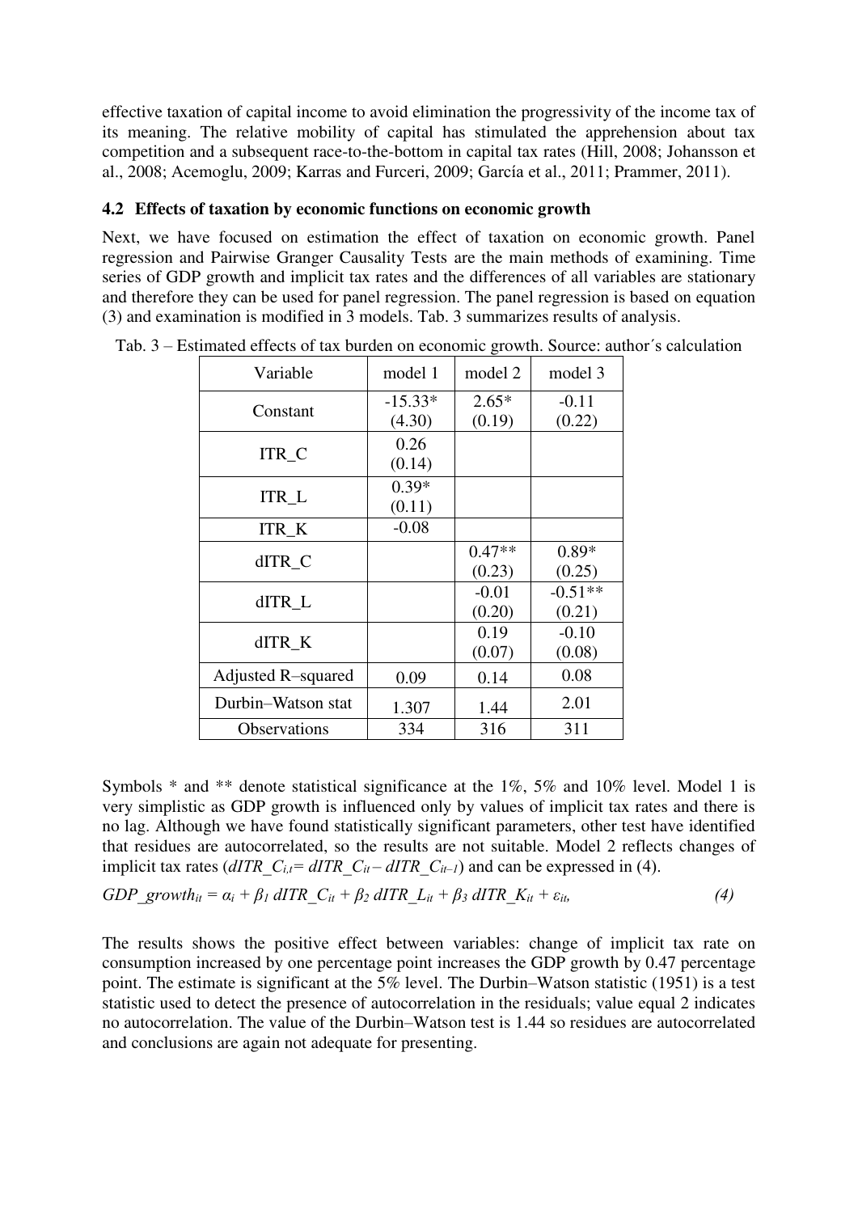effective taxation of capital income to avoid elimination the progressivity of the income tax of its meaning. The relative mobility of capital has stimulated the apprehension about tax competition and a subsequent race-to-the-bottom in capital tax rates (Hill, 2008; Johansson et al., 2008; Acemoglu, 2009; Karras and Furceri, 2009; García et al., 2011; Prammer, 2011).

### 4.2 Effects of taxation by economic functions on economic growth

Next, we have focused on estimation the effect of taxation on economic growth. Panel regression and Pairwise Granger Causality Tests are the main methods of examining. Time series of GDP growth and implicit tax rates and the differences of all variables are stationary and therefore they can be used for panel regression. The panel regression is based on equation (3) and examination is modified in 3 models. Tab. 3 summarizes results of analysis.

Tab. 3 – Estimated effects of tax burden on economic growth. Source: author´s calculation

| Variable | model 1 | model 2 | model 3 |
|---|---|---|---|
| Constant | -15.33* (4.30) | 2.65* (0.19) | -0.11 (0.22) |
| ITR_C | 0.26 (0.14) | | |
| ITR_L | 0.39* (0.11) | | |
| ITR_K | -0.08 | | |
| dITR_C | | 0.47** (0.23) | 0.89* (0.25) |
| dITR_L | | -0.01 (0.20) | -0.51** (0.21) |
| dITR_K | | 0.19 (0.07) | -0.10 (0.08) |
| Adjusted R–squared | 0.09 | 0.14 | 0.08 |
| Durbin–Watson stat | 1.307 | 1.44 | 2.01 |
| Observations | 334 | 316 | 311 |

Symbols * and ** denote statistical significance at the 1%, 5% and 10% level. Model 1 is very simplistic as GDP growth is influenced only by values of implicit tax rates and there is no lag. Although we have found statistically significant parameters, other test have identified that residues are autocorrelated, so the results are not suitable. Model 2 reflects changes of implicit tax rates ($dITR\_C_{i,t} = dITR\_C_{it} - dITR\_C_{it-1}$) and can be expressed in (4).

$$GDP\_growth_{it} = \alpha_i + \beta_1\, dITR\_C_{it} + \beta_2\, dITR\_L_{it} + \beta_3\, dITR\_K_{it} + \varepsilon_{it}, \qquad (4)$$

The results shows the positive effect between variables: change of implicit tax rate on consumption increased by one percentage point increases the GDP growth by 0.47 percentage point. The estimate is significant at the 5% level. The Durbin–Watson statistic (1951) is a test statistic used to detect the presence of autocorrelation in the residuals; value equal 2 indicates no autocorrelation. The value of the Durbin–Watson test is 1.44 so residues are autocorrelated and conclusions are again not adequate for presenting.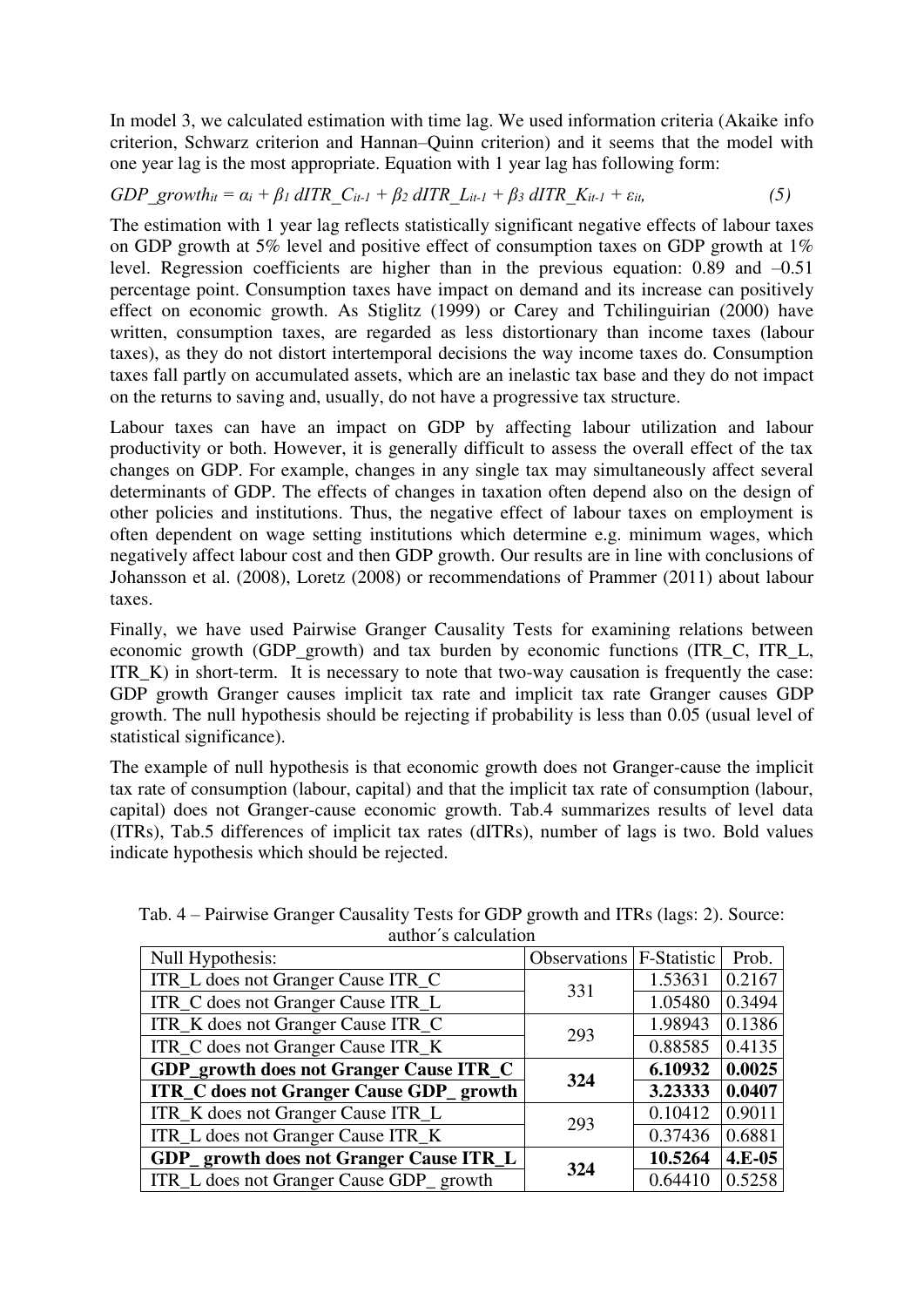In model 3, we calculated estimation with time lag. We used information criteria (Akaike info criterion, Schwarz criterion and Hannan–Quinn criterion) and it seems that the model with one year lag is the most appropriate. Equation with 1 year lag has following form:

$$GDP\_growth_{it} = \alpha_i + \beta_1\, dITR\_C_{it-1} + \beta_2\, dITR\_L_{it-1} + \beta_3\, dITR\_K_{it-1} + \varepsilon_{it}, \qquad (5)$$

The estimation with 1 year lag reflects statistically significant negative effects of labour taxes on GDP growth at 5% level and positive effect of consumption taxes on GDP growth at 1% level. Regression coefficients are higher than in the previous equation: 0.89 and –0.51 percentage point. Consumption taxes have impact on demand and its increase can positively effect on economic growth. As Stiglitz (1999) or Carey and Tchilinguirian (2000) have written, consumption taxes, are regarded as less distortionary than income taxes (labour taxes), as they do not distort intertemporal decisions the way income taxes do. Consumption taxes fall partly on accumulated assets, which are an inelastic tax base and they do not impact on the returns to saving and, usually, do not have a progressive tax structure.

Labour taxes can have an impact on GDP by affecting labour utilization and labour productivity or both. However, it is generally difficult to assess the overall effect of the tax changes on GDP. For example, changes in any single tax may simultaneously affect several determinants of GDP. The effects of changes in taxation often depend also on the design of other policies and institutions. Thus, the negative effect of labour taxes on employment is often dependent on wage setting institutions which determine e.g. minimum wages, which negatively affect labour cost and then GDP growth. Our results are in line with conclusions of Johansson et al. (2008), Loretz (2008) or recommendations of Prammer (2011) about labour taxes.

Finally, we have used Pairwise Granger Causality Tests for examining relations between economic growth (GDP_growth) and tax burden by economic functions (ITR_C, ITR_L, ITR_K) in short-term. It is necessary to note that two-way causation is frequently the case: GDP growth Granger causes implicit tax rate and implicit tax rate Granger causes GDP growth. The null hypothesis should be rejecting if probability is less than 0.05 (usual level of statistical significance).

The example of null hypothesis is that economic growth does not Granger-cause the implicit tax rate of consumption (labour, capital) and that the implicit tax rate of consumption (labour, capital) does not Granger-cause economic growth. Tab.4 summarizes results of level data (ITRs), Tab.5 differences of implicit tax rates (dITRs), number of lags is two. Bold values indicate hypothesis which should be rejected.

Tab. 4 – Pairwise Granger Causality Tests for GDP growth and ITRs (lags: 2). Source: author´s calculation

| Null Hypothesis: | Observations | F-Statistic | Prob. |
|---|---|---|---|
| ITR_L does not Granger Cause ITR_C | 331 | 1.53631 | 0.2167 |
| ITR_C does not Granger Cause ITR_L | | 1.05480 | 0.3494 |
| ITR_K does not Granger Cause ITR_C | 293 | 1.98943 | 0.1386 |
| ITR_C does not Granger Cause ITR_K | | 0.88585 | 0.4135 |
| **GDP_growth does not Granger Cause ITR_C** | **324** | **6.10932** | **0.0025** |
| **ITR_C does not Granger Cause GDP_ growth** | | **3.23333** | **0.0407** |
| ITR_K does not Granger Cause ITR_L | 293 | 0.10412 | 0.9011 |
| ITR_L does not Granger Cause ITR_K | | 0.37436 | 0.6881 |
| **GDP_ growth does not Granger Cause ITR_L** | **324** | **10.5264** | **4.E-05** |
| ITR_L does not Granger Cause GDP_ growth | | 0.64410 | 0.5258 |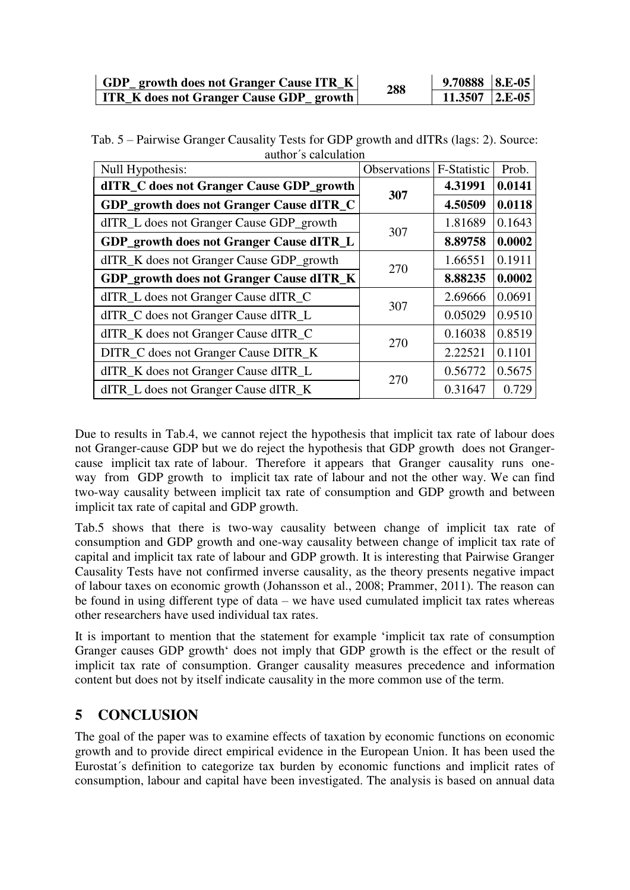| | | | |
|---|---|---|---|
| **GDP_ growth does not Granger Cause ITR_K** | **288** | **9.70888** | **8.E-05** |
| **ITR_K does not Granger Cause GDP_ growth** | | **11.3507** | **2.E-05** |

Tab. 5 – Pairwise Granger Causality Tests for GDP growth and dITRs (lags: 2). Source: author´s calculation

| Null Hypothesis: | Observations | F-Statistic | Prob. |
|---|---|---|---|
| **dITR_C does not Granger Cause GDP_growth** | **307** | **4.31991** | **0.0141** |
| **GDP_growth does not Granger Cause dITR_C** | | **4.50509** | **0.0118** |
| dITR_L does not Granger Cause GDP_growth | 307 | 1.81689 | 0.1643 |
| **GDP_growth does not Granger Cause dITR_L** | | **8.89758** | **0.0002** |
| dITR_K does not Granger Cause GDP_growth | 270 | 1.66551 | 0.1911 |
| **GDP_growth does not Granger Cause dITR_K** | | **8.88235** | **0.0002** |
| dITR_L does not Granger Cause dITR_C | 307 | 2.69666 | 0.0691 |
| dITR_C does not Granger Cause dITR_L | | 0.05029 | 0.9510 |
| dITR_K does not Granger Cause dITR_C | 270 | 0.16038 | 0.8519 |
| DITR_C does not Granger Cause DITR_K | | 2.22521 | 0.1101 |
| dITR_K does not Granger Cause dITR_L | 270 | 0.56772 | 0.5675 |
| dITR_L does not Granger Cause dITR_K | | 0.31647 | 0.729 |

Due to results in Tab.4, we cannot reject the hypothesis that implicit tax rate of labour does not Granger-cause GDP but we do reject the hypothesis that GDP growth does not Granger-cause implicit tax rate of labour. Therefore it appears that Granger causality runs one-way from GDP growth to implicit tax rate of labour and not the other way. We can find two-way causality between implicit tax rate of consumption and GDP growth and between implicit tax rate of capital and GDP growth.

Tab.5 shows that there is two-way causality between change of implicit tax rate of consumption and GDP growth and one-way causality between change of implicit tax rate of capital and implicit tax rate of labour and GDP growth. It is interesting that Pairwise Granger Causality Tests have not confirmed inverse causality, as the theory presents negative impact of labour taxes on economic growth (Johansson et al., 2008; Prammer, 2011). The reason can be found in using different type of data – we have used cumulated implicit tax rates whereas other researchers have used individual tax rates.

It is important to mention that the statement for example 'implicit tax rate of consumption Granger causes GDP growth' does not imply that GDP growth is the effect or the result of implicit tax rate of consumption. Granger causality measures precedence and information content but does not by itself indicate causality in the more common use of the term.

## 5 CONCLUSION

The goal of the paper was to examine effects of taxation by economic functions on economic growth and to provide direct empirical evidence in the European Union. It has been used the Eurostat´s definition to categorize tax burden by economic functions and implicit rates of consumption, labour and capital have been investigated. The analysis is based on annual data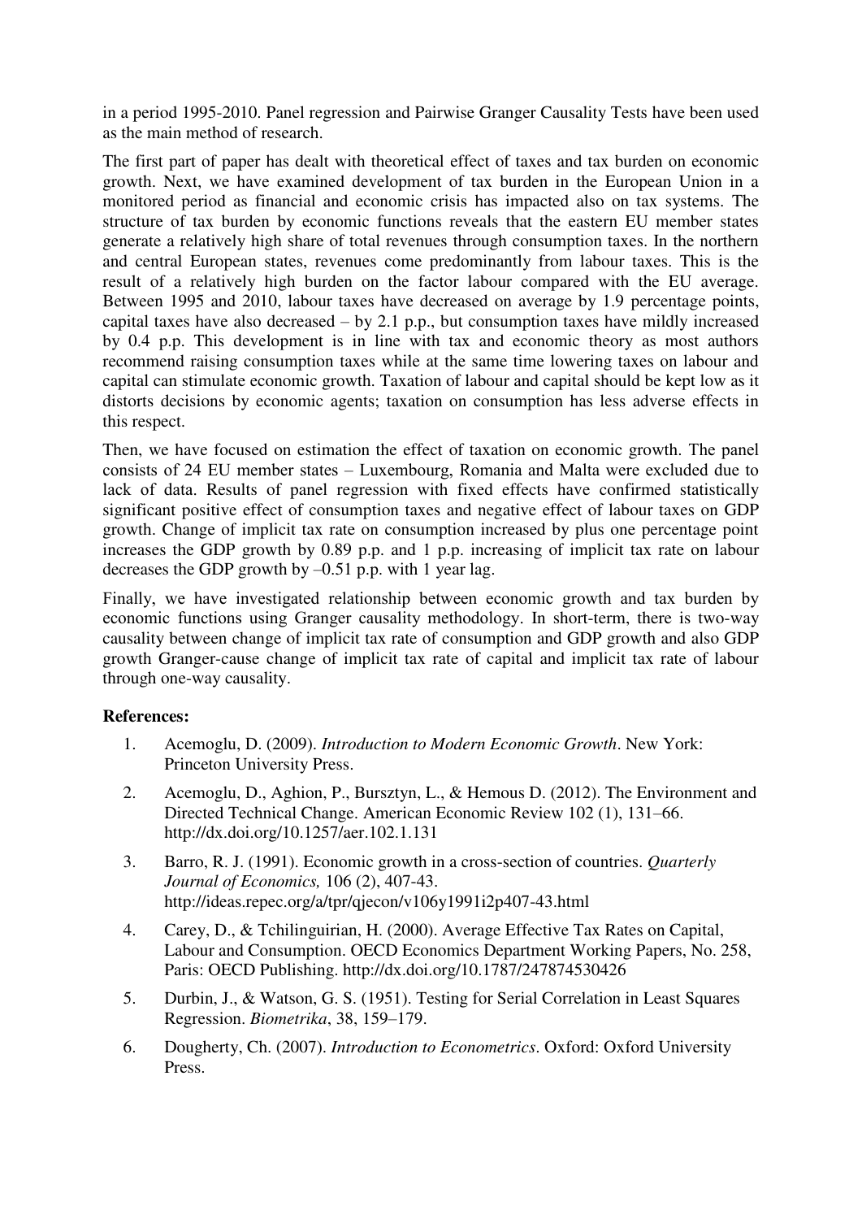in a period 1995-2010. Panel regression and Pairwise Granger Causality Tests have been used as the main method of research.

The first part of paper has dealt with theoretical effect of taxes and tax burden on economic growth. Next, we have examined development of tax burden in the European Union in a monitored period as financial and economic crisis has impacted also on tax systems. The structure of tax burden by economic functions reveals that the eastern EU member states generate a relatively high share of total revenues through consumption taxes. In the northern and central European states, revenues come predominantly from labour taxes. This is the result of a relatively high burden on the factor labour compared with the EU average. Between 1995 and 2010, labour taxes have decreased on average by 1.9 percentage points, capital taxes have also decreased – by 2.1 p.p., but consumption taxes have mildly increased by 0.4 p.p. This development is in line with tax and economic theory as most authors recommend raising consumption taxes while at the same time lowering taxes on labour and capital can stimulate economic growth. Taxation of labour and capital should be kept low as it distorts decisions by economic agents; taxation on consumption has less adverse effects in this respect.

Then, we have focused on estimation the effect of taxation on economic growth. The panel consists of 24 EU member states – Luxembourg, Romania and Malta were excluded due to lack of data. Results of panel regression with fixed effects have confirmed statistically significant positive effect of consumption taxes and negative effect of labour taxes on GDP growth. Change of implicit tax rate on consumption increased by plus one percentage point increases the GDP growth by 0.89 p.p. and 1 p.p. increasing of implicit tax rate on labour decreases the GDP growth by –0.51 p.p. with 1 year lag.

Finally, we have investigated relationship between economic growth and tax burden by economic functions using Granger causality methodology. In short-term, there is two-way causality between change of implicit tax rate of consumption and GDP growth and also GDP growth Granger-cause change of implicit tax rate of capital and implicit tax rate of labour through one-way causality.

**References:**

1. Acemoglu, D. (2009). *Introduction to Modern Economic Growth*. New York: Princeton University Press.
2. Acemoglu, D., Aghion, P., Bursztyn, L., & Hemous D. (2012). The Environment and Directed Technical Change. American Economic Review 102 (1), 131–66. http://dx.doi.org/10.1257/aer.102.1.131
3. Barro, R. J. (1991). Economic growth in a cross-section of countries. *Quarterly Journal of Economics,* 106 (2), 407-43. http://ideas.repec.org/a/tpr/qjecon/v106y1991i2p407-43.html
4. Carey, D., & Tchilinguirian, H. (2000). Average Effective Tax Rates on Capital, Labour and Consumption. OECD Economics Department Working Papers, No. 258, Paris: OECD Publishing. http://dx.doi.org/10.1787/247874530426
5. Durbin, J., & Watson, G. S. (1951). Testing for Serial Correlation in Least Squares Regression. *Biometrika*, 38, 159–179.
6. Dougherty, Ch. (2007). *Introduction to Econometrics*. Oxford: Oxford University Press.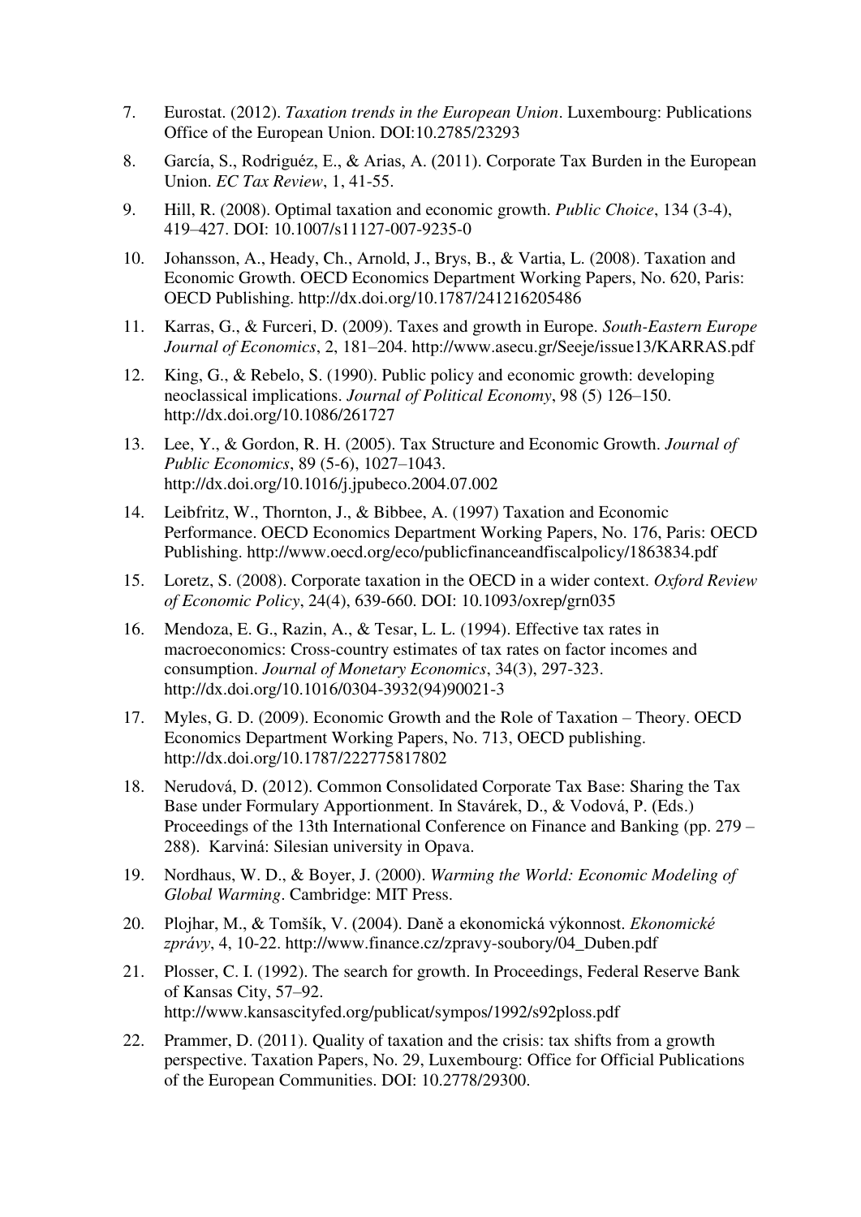7. Eurostat. (2012). *Taxation trends in the European Union*. Luxembourg: Publications Office of the European Union. DOI:10.2785/23293

8. García, S., Rodriguéz, E., & Arias, A. (2011). Corporate Tax Burden in the European Union. *EC Tax Review*, 1, 41-55.

9. Hill, R. (2008). Optimal taxation and economic growth. *Public Choice*, 134 (3-4), 419–427. DOI: 10.1007/s11127-007-9235-0

10. Johansson, A., Heady, Ch., Arnold, J., Brys, B., & Vartia, L. (2008). Taxation and Economic Growth. OECD Economics Department Working Papers, No. 620, Paris: OECD Publishing. http://dx.doi.org/10.1787/241216205486

11. Karras, G., & Furceri, D. (2009). Taxes and growth in Europe. *South-Eastern Europe Journal of Economics*, 2, 181–204. http://www.asecu.gr/Seeje/issue13/KARRAS.pdf

12. King, G., & Rebelo, S. (1990). Public policy and economic growth: developing neoclassical implications. *Journal of Political Economy*, 98 (5) 126–150. http://dx.doi.org/10.1086/261727

13. Lee, Y., & Gordon, R. H. (2005). Tax Structure and Economic Growth. *Journal of Public Economics*, 89 (5-6), 1027–1043. http://dx.doi.org/10.1016/j.jpubeco.2004.07.002

14. Leibfritz, W., Thornton, J., & Bibbee, A. (1997) Taxation and Economic Performance. OECD Economics Department Working Papers, No. 176, Paris: OECD Publishing. http://www.oecd.org/eco/publicfinanceandfiscalpolicy/1863834.pdf

15. Loretz, S. (2008). Corporate taxation in the OECD in a wider context. *Oxford Review of Economic Policy*, 24(4), 639-660. DOI: 10.1093/oxrep/grn035

16. Mendoza, E. G., Razin, A., & Tesar, L. L. (1994). Effective tax rates in macroeconomics: Cross-country estimates of tax rates on factor incomes and consumption. *Journal of Monetary Economics*, 34(3), 297-323. http://dx.doi.org/10.1016/0304-3932(94)90021-3

17. Myles, G. D. (2009). Economic Growth and the Role of Taxation – Theory. OECD Economics Department Working Papers, No. 713, OECD publishing. http://dx.doi.org/10.1787/222775817802

18. Nerudová, D. (2012). Common Consolidated Corporate Tax Base: Sharing the Tax Base under Formulary Apportionment. In Stavárek, D., & Vodová, P. (Eds.) Proceedings of the 13th International Conference on Finance and Banking (pp. 279 – 288). Karviná: Silesian university in Opava.

19. Nordhaus, W. D., & Boyer, J. (2000). *Warming the World: Economic Modeling of Global Warming*. Cambridge: MIT Press.

20. Plojhar, M., & Tomšík, V. (2004). Daně a ekonomická výkonnost. *Ekonomické zprávy*, 4, 10-22. http://www.finance.cz/zpravy-soubory/04_Duben.pdf

21. Plosser, C. I. (1992). The search for growth. In Proceedings, Federal Reserve Bank of Kansas City, 57–92. http://www.kansascityfed.org/publicat/sympos/1992/s92ploss.pdf

22. Prammer, D. (2011). Quality of taxation and the crisis: tax shifts from a growth perspective. Taxation Papers, No. 29, Luxembourg: Office for Official Publications of the European Communities. DOI: 10.2778/29300.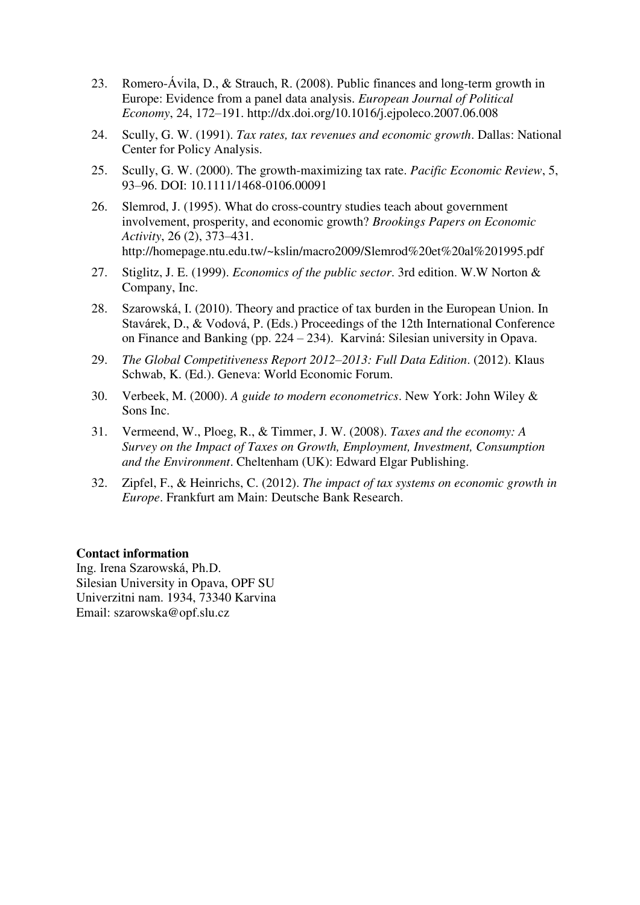23. Romero-Ávila, D., & Strauch, R. (2008). Public finances and long-term growth in Europe: Evidence from a panel data analysis. *European Journal of Political Economy*, 24, 172–191. http://dx.doi.org/10.1016/j.ejpoleco.2007.06.008

24. Scully, G. W. (1991). *Tax rates, tax revenues and economic growth*. Dallas: National Center for Policy Analysis.

25. Scully, G. W. (2000). The growth-maximizing tax rate. *Pacific Economic Review*, 5, 93–96. DOI: 10.1111/1468-0106.00091

26. Slemrod, J. (1995). What do cross-country studies teach about government involvement, prosperity, and economic growth? *Brookings Papers on Economic Activity*, 26 (2), 373–431. http://homepage.ntu.edu.tw/~kslin/macro2009/Slemrod%20et%20al%201995.pdf

27. Stiglitz, J. E. (1999). *Economics of the public sector*. 3rd edition. W.W Norton & Company, Inc.

28. Szarowská, I. (2010). Theory and practice of tax burden in the European Union. In Stavárek, D., & Vodová, P. (Eds.) Proceedings of the 12th International Conference on Finance and Banking (pp. 224 – 234). Karviná: Silesian university in Opava.

29. *The Global Competitiveness Report 2012–2013: Full Data Edition*. (2012). Klaus Schwab, K. (Ed.). Geneva: World Economic Forum.

30. Verbeek, M. (2000). *A guide to modern econometrics*. New York: John Wiley & Sons Inc.

31. Vermeend, W., Ploeg, R., & Timmer, J. W. (2008). *Taxes and the economy: A Survey on the Impact of Taxes on Growth, Employment, Investment, Consumption and the Environment*. Cheltenham (UK): Edward Elgar Publishing.

32. Zipfel, F., & Heinrichs, C. (2012). *The impact of tax systems on economic growth in Europe*. Frankfurt am Main: Deutsche Bank Research.

**Contact information**

Ing. Irena Szarowská, Ph.D.
Silesian University in Opava, OPF SU
Univerzitni nam. 1934, 73340 Karvina
Email: szarowska@opf.slu.cz